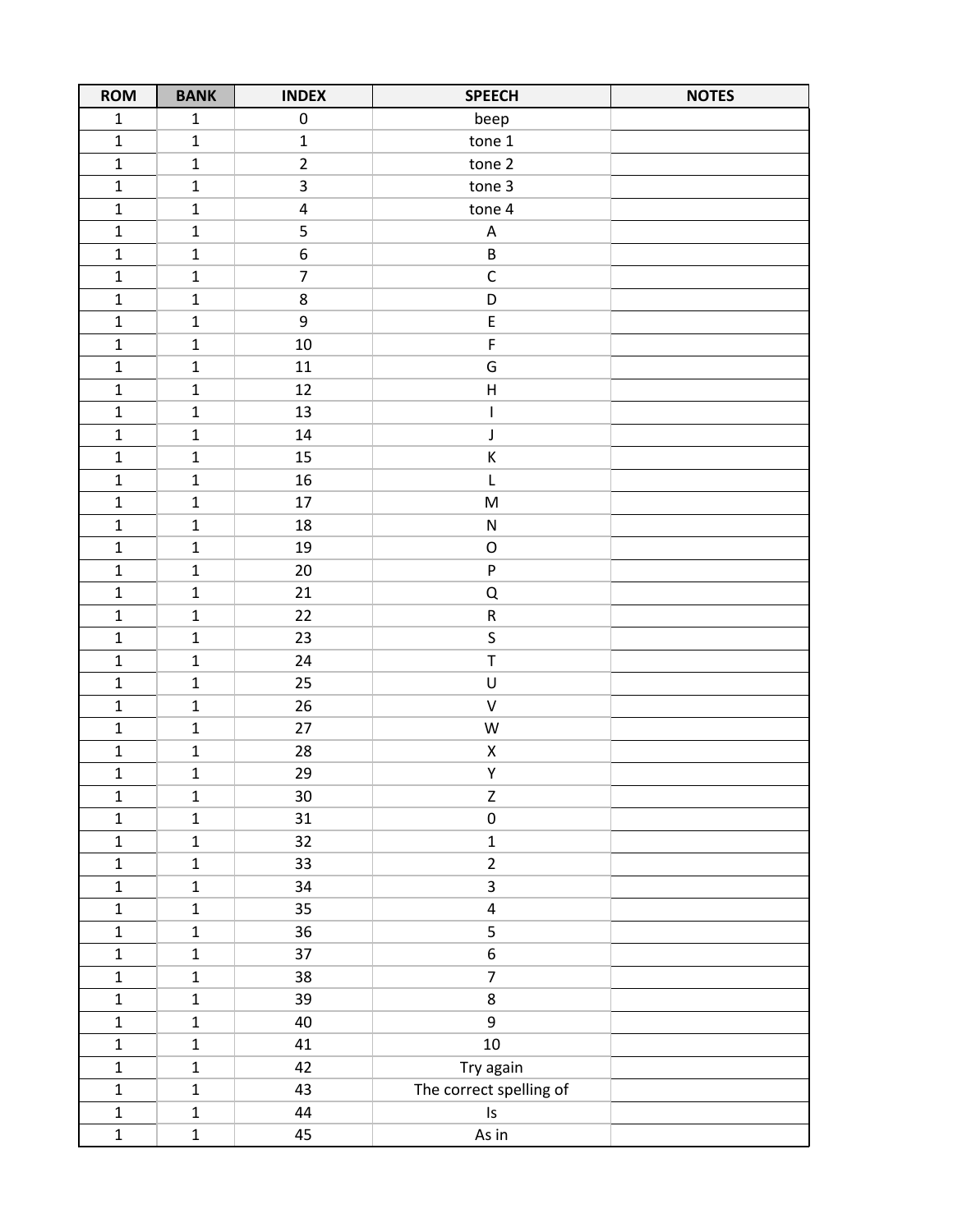| ROM | BANK | INDEX | SPEECH | NOTES |
| --- | --- | --- | --- | --- |
| 1 | 1 | 0 | beep | |
| 1 | 1 | 1 | tone 1 | |
| 1 | 1 | 2 | tone 2 | |
| 1 | 1 | 3 | tone 3 | |
| 1 | 1 | 4 | tone 4 | |
| 1 | 1 | 5 | A | |
| 1 | 1 | 6 | B | |
| 1 | 1 | 7 | C | |
| 1 | 1 | 8 | D | |
| 1 | 1 | 9 | E | |
| 1 | 1 | 10 | F | |
| 1 | 1 | 11 | G | |
| 1 | 1 | 12 | H | |
| 1 | 1 | 13 | I | |
| 1 | 1 | 14 | J | |
| 1 | 1 | 15 | K | |
| 1 | 1 | 16 | L | |
| 1 | 1 | 17 | M | |
| 1 | 1 | 18 | N | |
| 1 | 1 | 19 | O | |
| 1 | 1 | 20 | P | |
| 1 | 1 | 21 | Q | |
| 1 | 1 | 22 | R | |
| 1 | 1 | 23 | S | |
| 1 | 1 | 24 | T | |
| 1 | 1 | 25 | U | |
| 1 | 1 | 26 | V | |
| 1 | 1 | 27 | W | |
| 1 | 1 | 28 | X | |
| 1 | 1 | 29 | Y | |
| 1 | 1 | 30 | Z | |
| 1 | 1 | 31 | 0 | |
| 1 | 1 | 32 | 1 | |
| 1 | 1 | 33 | 2 | |
| 1 | 1 | 34 | 3 | |
| 1 | 1 | 35 | 4 | |
| 1 | 1 | 36 | 5 | |
| 1 | 1 | 37 | 6 | |
| 1 | 1 | 38 | 7 | |
| 1 | 1 | 39 | 8 | |
| 1 | 1 | 40 | 9 | |
| 1 | 1 | 41 | 10 | |
| 1 | 1 | 42 | Try again | |
| 1 | 1 | 43 | The correct spelling of | |
| 1 | 1 | 44 | Is | |
| 1 | 1 | 45 | As in | |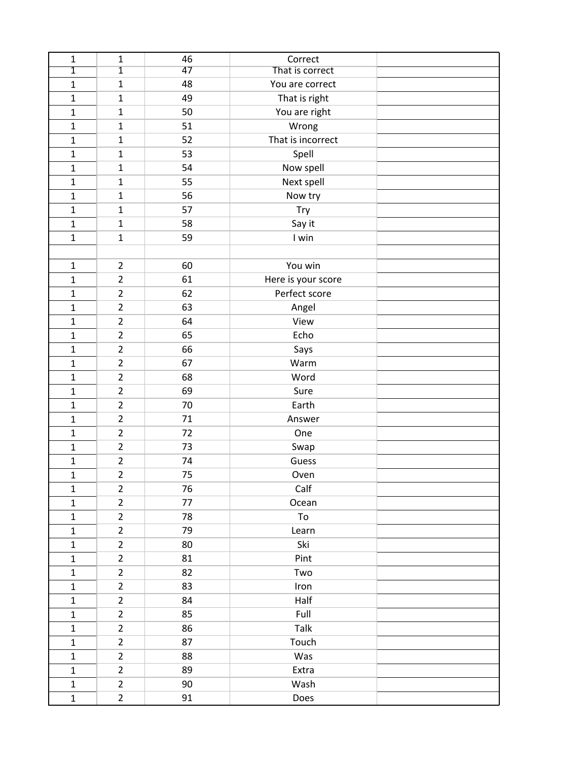| | | | | |
|---|---|---|---|---|
| 1 | 1 | 46 | Correct | |
| 1 | 1 | 47 | That is correct | |
| 1 | 1 | 48 | You are correct | |
| 1 | 1 | 49 | That is right | |
| 1 | 1 | 50 | You are right | |
| 1 | 1 | 51 | Wrong | |
| 1 | 1 | 52 | That is incorrect | |
| 1 | 1 | 53 | Spell | |
| 1 | 1 | 54 | Now spell | |
| 1 | 1 | 55 | Next spell | |
| 1 | 1 | 56 | Now try | |
| 1 | 1 | 57 | Try | |
| 1 | 1 | 58 | Say it | |
| 1 | 1 | 59 | I win | |
| | | | | |
| 1 | 2 | 60 | You win | |
| 1 | 2 | 61 | Here is your score | |
| 1 | 2 | 62 | Perfect score | |
| 1 | 2 | 63 | Angel | |
| 1 | 2 | 64 | View | |
| 1 | 2 | 65 | Echo | |
| 1 | 2 | 66 | Says | |
| 1 | 2 | 67 | Warm | |
| 1 | 2 | 68 | Word | |
| 1 | 2 | 69 | Sure | |
| 1 | 2 | 70 | Earth | |
| 1 | 2 | 71 | Answer | |
| 1 | 2 | 72 | One | |
| 1 | 2 | 73 | Swap | |
| 1 | 2 | 74 | Guess | |
| 1 | 2 | 75 | Oven | |
| 1 | 2 | 76 | Calf | |
| 1 | 2 | 77 | Ocean | |
| 1 | 2 | 78 | To | |
| 1 | 2 | 79 | Learn | |
| 1 | 2 | 80 | Ski | |
| 1 | 2 | 81 | Pint | |
| 1 | 2 | 82 | Two | |
| 1 | 2 | 83 | Iron | |
| 1 | 2 | 84 | Half | |
| 1 | 2 | 85 | Full | |
| 1 | 2 | 86 | Talk | |
| 1 | 2 | 87 | Touch | |
| 1 | 2 | 88 | Was | |
| 1 | 2 | 89 | Extra | |
| 1 | 2 | 90 | Wash | |
| 1 | 2 | 91 | Does | |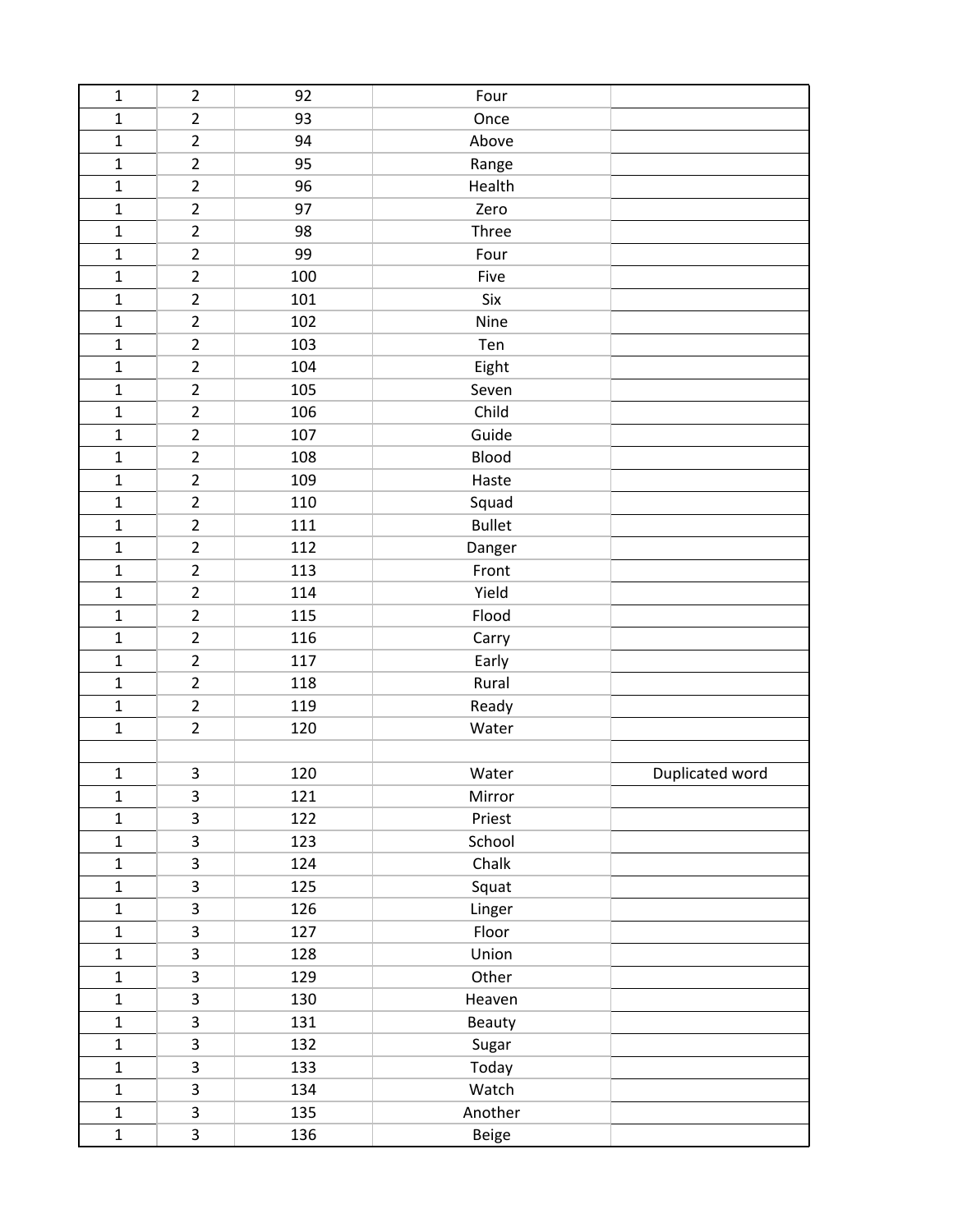| | | | | |
|---|---|---|---|---|
| 1 | 2 | 92 | Four | |
| 1 | 2 | 93 | Once | |
| 1 | 2 | 94 | Above | |
| 1 | 2 | 95 | Range | |
| 1 | 2 | 96 | Health | |
| 1 | 2 | 97 | Zero | |
| 1 | 2 | 98 | Three | |
| 1 | 2 | 99 | Four | |
| 1 | 2 | 100 | Five | |
| 1 | 2 | 101 | Six | |
| 1 | 2 | 102 | Nine | |
| 1 | 2 | 103 | Ten | |
| 1 | 2 | 104 | Eight | |
| 1 | 2 | 105 | Seven | |
| 1 | 2 | 106 | Child | |
| 1 | 2 | 107 | Guide | |
| 1 | 2 | 108 | Blood | |
| 1 | 2 | 109 | Haste | |
| 1 | 2 | 110 | Squad | |
| 1 | 2 | 111 | Bullet | |
| 1 | 2 | 112 | Danger | |
| 1 | 2 | 113 | Front | |
| 1 | 2 | 114 | Yield | |
| 1 | 2 | 115 | Flood | |
| 1 | 2 | 116 | Carry | |
| 1 | 2 | 117 | Early | |
| 1 | 2 | 118 | Rural | |
| 1 | 2 | 119 | Ready | |
| 1 | 2 | 120 | Water | |
| | | | | |
| 1 | 3 | 120 | Water | Duplicated word |
| 1 | 3 | 121 | Mirror | |
| 1 | 3 | 122 | Priest | |
| 1 | 3 | 123 | School | |
| 1 | 3 | 124 | Chalk | |
| 1 | 3 | 125 | Squat | |
| 1 | 3 | 126 | Linger | |
| 1 | 3 | 127 | Floor | |
| 1 | 3 | 128 | Union | |
| 1 | 3 | 129 | Other | |
| 1 | 3 | 130 | Heaven | |
| 1 | 3 | 131 | Beauty | |
| 1 | 3 | 132 | Sugar | |
| 1 | 3 | 133 | Today | |
| 1 | 3 | 134 | Watch | |
| 1 | 3 | 135 | Another | |
| 1 | 3 | 136 | Beige | |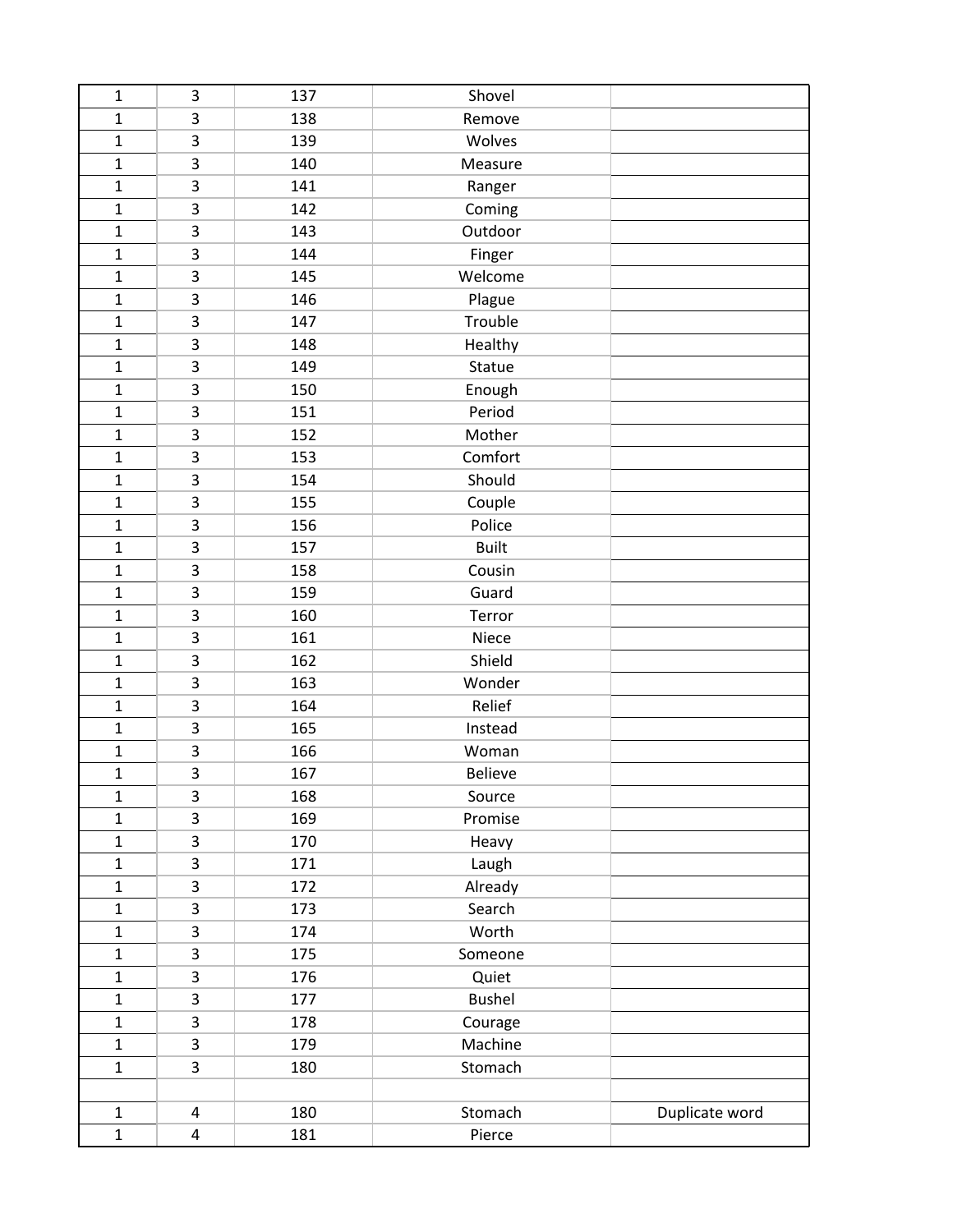| | | | | |
|---|---|---|---|---|
| 1 | 3 | 137 | Shovel | |
| 1 | 3 | 138 | Remove | |
| 1 | 3 | 139 | Wolves | |
| 1 | 3 | 140 | Measure | |
| 1 | 3 | 141 | Ranger | |
| 1 | 3 | 142 | Coming | |
| 1 | 3 | 143 | Outdoor | |
| 1 | 3 | 144 | Finger | |
| 1 | 3 | 145 | Welcome | |
| 1 | 3 | 146 | Plague | |
| 1 | 3 | 147 | Trouble | |
| 1 | 3 | 148 | Healthy | |
| 1 | 3 | 149 | Statue | |
| 1 | 3 | 150 | Enough | |
| 1 | 3 | 151 | Period | |
| 1 | 3 | 152 | Mother | |
| 1 | 3 | 153 | Comfort | |
| 1 | 3 | 154 | Should | |
| 1 | 3 | 155 | Couple | |
| 1 | 3 | 156 | Police | |
| 1 | 3 | 157 | Built | |
| 1 | 3 | 158 | Cousin | |
| 1 | 3 | 159 | Guard | |
| 1 | 3 | 160 | Terror | |
| 1 | 3 | 161 | Niece | |
| 1 | 3 | 162 | Shield | |
| 1 | 3 | 163 | Wonder | |
| 1 | 3 | 164 | Relief | |
| 1 | 3 | 165 | Instead | |
| 1 | 3 | 166 | Woman | |
| 1 | 3 | 167 | Believe | |
| 1 | 3 | 168 | Source | |
| 1 | 3 | 169 | Promise | |
| 1 | 3 | 170 | Heavy | |
| 1 | 3 | 171 | Laugh | |
| 1 | 3 | 172 | Already | |
| 1 | 3 | 173 | Search | |
| 1 | 3 | 174 | Worth | |
| 1 | 3 | 175 | Someone | |
| 1 | 3 | 176 | Quiet | |
| 1 | 3 | 177 | Bushel | |
| 1 | 3 | 178 | Courage | |
| 1 | 3 | 179 | Machine | |
| 1 | 3 | 180 | Stomach | |
| | | | | |
| 1 | 4 | 180 | Stomach | Duplicate word |
| 1 | 4 | 181 | Pierce | |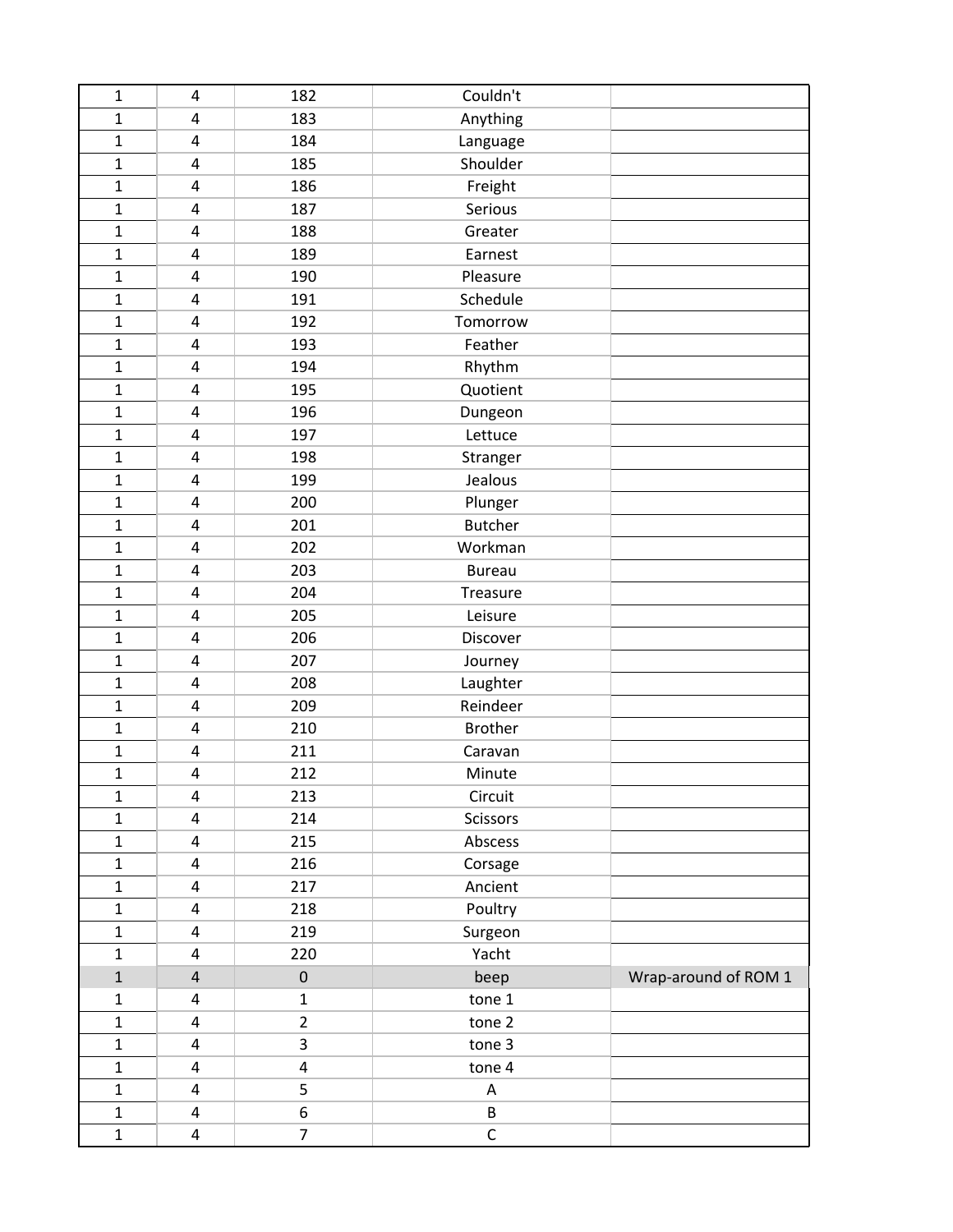| 1 | 4 | 182 | Couldn't | |
|---|---|---|---|---|
| 1 | 4 | 183 | Anything | |
| 1 | 4 | 184 | Language | |
| 1 | 4 | 185 | Shoulder | |
| 1 | 4 | 186 | Freight | |
| 1 | 4 | 187 | Serious | |
| 1 | 4 | 188 | Greater | |
| 1 | 4 | 189 | Earnest | |
| 1 | 4 | 190 | Pleasure | |
| 1 | 4 | 191 | Schedule | |
| 1 | 4 | 192 | Tomorrow | |
| 1 | 4 | 193 | Feather | |
| 1 | 4 | 194 | Rhythm | |
| 1 | 4 | 195 | Quotient | |
| 1 | 4 | 196 | Dungeon | |
| 1 | 4 | 197 | Lettuce | |
| 1 | 4 | 198 | Stranger | |
| 1 | 4 | 199 | Jealous | |
| 1 | 4 | 200 | Plunger | |
| 1 | 4 | 201 | Butcher | |
| 1 | 4 | 202 | Workman | |
| 1 | 4 | 203 | Bureau | |
| 1 | 4 | 204 | Treasure | |
| 1 | 4 | 205 | Leisure | |
| 1 | 4 | 206 | Discover | |
| 1 | 4 | 207 | Journey | |
| 1 | 4 | 208 | Laughter | |
| 1 | 4 | 209 | Reindeer | |
| 1 | 4 | 210 | Brother | |
| 1 | 4 | 211 | Caravan | |
| 1 | 4 | 212 | Minute | |
| 1 | 4 | 213 | Circuit | |
| 1 | 4 | 214 | Scissors | |
| 1 | 4 | 215 | Abscess | |
| 1 | 4 | 216 | Corsage | |
| 1 | 4 | 217 | Ancient | |
| 1 | 4 | 218 | Poultry | |
| 1 | 4 | 219 | Surgeon | |
| 1 | 4 | 220 | Yacht | |
| 1 | 4 | 0 | beep | Wrap-around of ROM 1 |
| 1 | 4 | 1 | tone 1 | |
| 1 | 4 | 2 | tone 2 | |
| 1 | 4 | 3 | tone 3 | |
| 1 | 4 | 4 | tone 4 | |
| 1 | 4 | 5 | A | |
| 1 | 4 | 6 | B | |
| 1 | 4 | 7 | C | |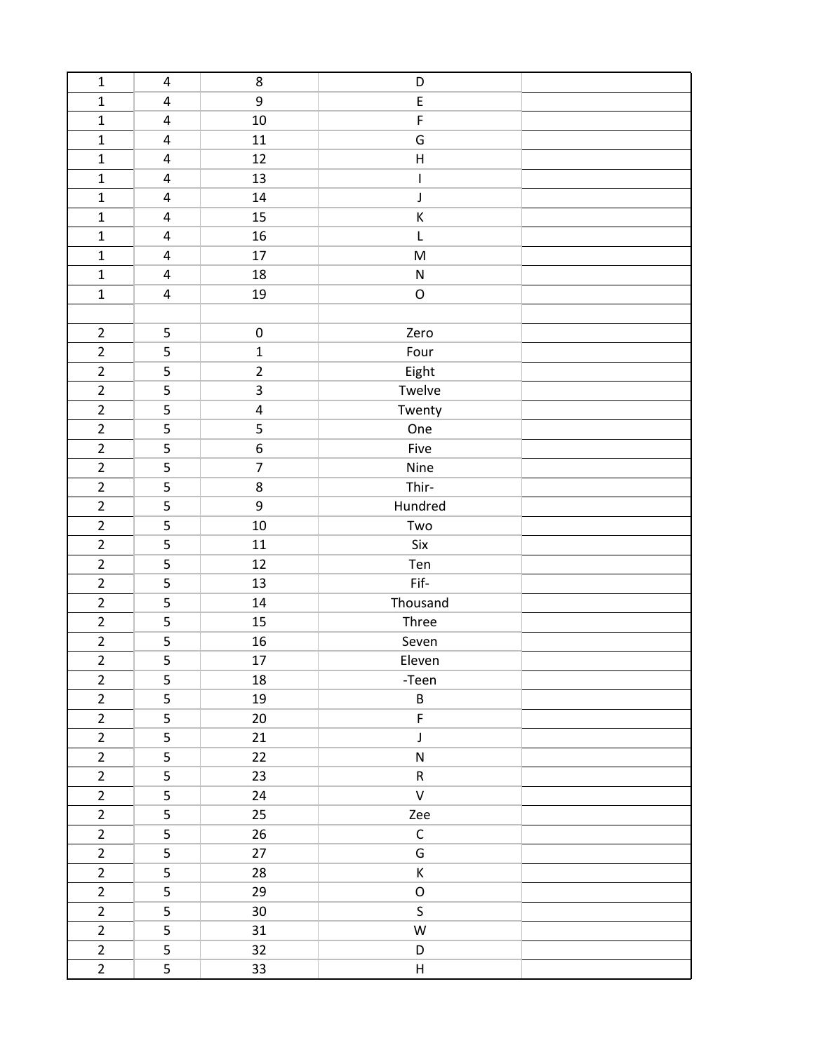| | | | | |
|---|---|---|---|---|
| 1 | 4 | 8 | D | |
| 1 | 4 | 9 | E | |
| 1 | 4 | 10 | F | |
| 1 | 4 | 11 | G | |
| 1 | 4 | 12 | H | |
| 1 | 4 | 13 | I | |
| 1 | 4 | 14 | J | |
| 1 | 4 | 15 | K | |
| 1 | 4 | 16 | L | |
| 1 | 4 | 17 | M | |
| 1 | 4 | 18 | N | |
| 1 | 4 | 19 | O | |
| | | | | |
| 2 | 5 | 0 | Zero | |
| 2 | 5 | 1 | Four | |
| 2 | 5 | 2 | Eight | |
| 2 | 5 | 3 | Twelve | |
| 2 | 5 | 4 | Twenty | |
| 2 | 5 | 5 | One | |
| 2 | 5 | 6 | Five | |
| 2 | 5 | 7 | Nine | |
| 2 | 5 | 8 | Thir- | |
| 2 | 5 | 9 | Hundred | |
| 2 | 5 | 10 | Two | |
| 2 | 5 | 11 | Six | |
| 2 | 5 | 12 | Ten | |
| 2 | 5 | 13 | Fif- | |
| 2 | 5 | 14 | Thousand | |
| 2 | 5 | 15 | Three | |
| 2 | 5 | 16 | Seven | |
| 2 | 5 | 17 | Eleven | |
| 2 | 5 | 18 | -Teen | |
| 2 | 5 | 19 | B | |
| 2 | 5 | 20 | F | |
| 2 | 5 | 21 | J | |
| 2 | 5 | 22 | N | |
| 2 | 5 | 23 | R | |
| 2 | 5 | 24 | V | |
| 2 | 5 | 25 | Zee | |
| 2 | 5 | 26 | C | |
| 2 | 5 | 27 | G | |
| 2 | 5 | 28 | K | |
| 2 | 5 | 29 | O | |
| 2 | 5 | 30 | S | |
| 2 | 5 | 31 | W | |
| 2 | 5 | 32 | D | |
| 2 | 5 | 33 | H | |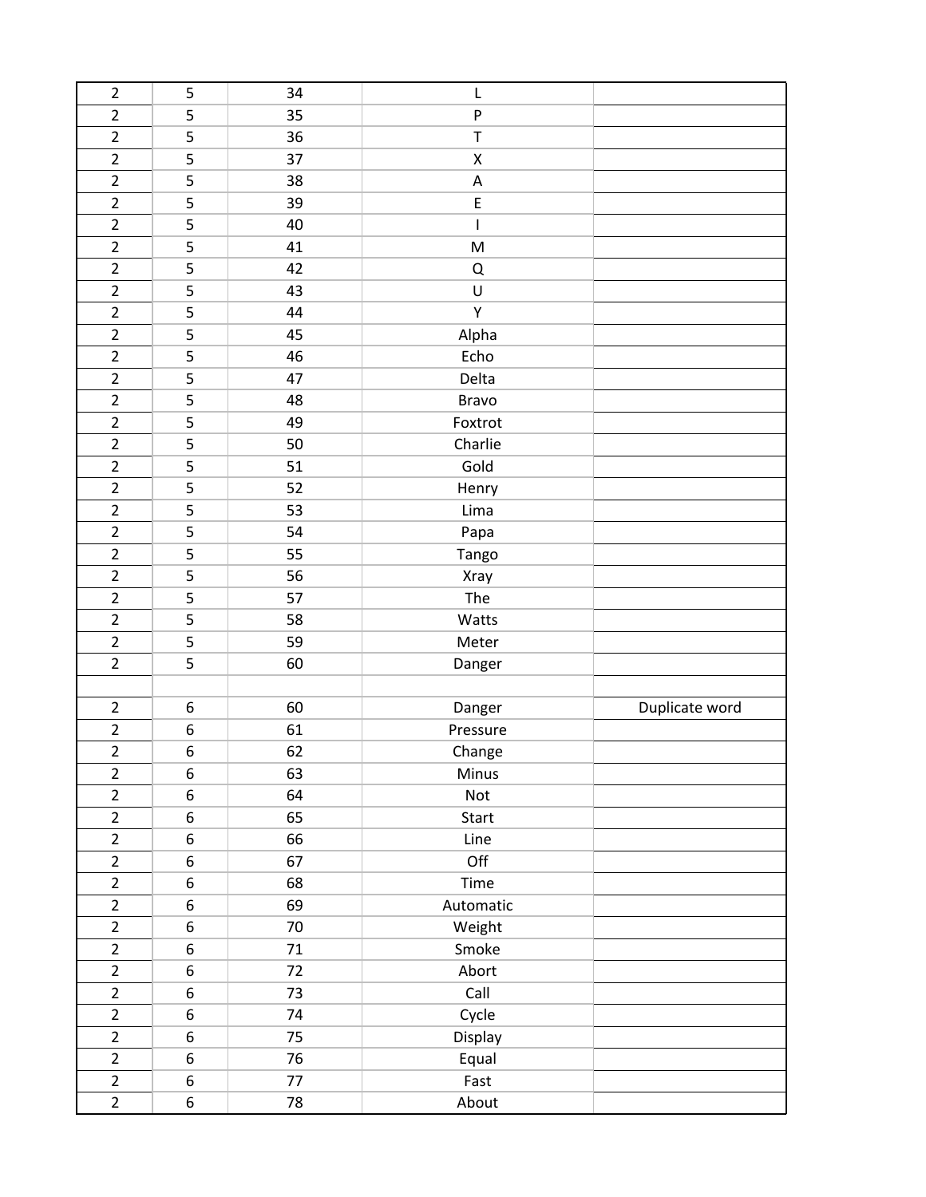| | | | | |
|---|---|---|---|---|
| 2 | 5 | 34 | L | |
| 2 | 5 | 35 | P | |
| 2 | 5 | 36 | T | |
| 2 | 5 | 37 | X | |
| 2 | 5 | 38 | A | |
| 2 | 5 | 39 | E | |
| 2 | 5 | 40 | I | |
| 2 | 5 | 41 | M | |
| 2 | 5 | 42 | Q | |
| 2 | 5 | 43 | U | |
| 2 | 5 | 44 | Y | |
| 2 | 5 | 45 | Alpha | |
| 2 | 5 | 46 | Echo | |
| 2 | 5 | 47 | Delta | |
| 2 | 5 | 48 | Bravo | |
| 2 | 5 | 49 | Foxtrot | |
| 2 | 5 | 50 | Charlie | |
| 2 | 5 | 51 | Gold | |
| 2 | 5 | 52 | Henry | |
| 2 | 5 | 53 | Lima | |
| 2 | 5 | 54 | Papa | |
| 2 | 5 | 55 | Tango | |
| 2 | 5 | 56 | Xray | |
| 2 | 5 | 57 | The | |
| 2 | 5 | 58 | Watts | |
| 2 | 5 | 59 | Meter | |
| 2 | 5 | 60 | Danger | |
| | | | | |
| 2 | 6 | 60 | Danger | Duplicate word |
| 2 | 6 | 61 | Pressure | |
| 2 | 6 | 62 | Change | |
| 2 | 6 | 63 | Minus | |
| 2 | 6 | 64 | Not | |
| 2 | 6 | 65 | Start | |
| 2 | 6 | 66 | Line | |
| 2 | 6 | 67 | Off | |
| 2 | 6 | 68 | Time | |
| 2 | 6 | 69 | Automatic | |
| 2 | 6 | 70 | Weight | |
| 2 | 6 | 71 | Smoke | |
| 2 | 6 | 72 | Abort | |
| 2 | 6 | 73 | Call | |
| 2 | 6 | 74 | Cycle | |
| 2 | 6 | 75 | Display | |
| 2 | 6 | 76 | Equal | |
| 2 | 6 | 77 | Fast | |
| 2 | 6 | 78 | About | |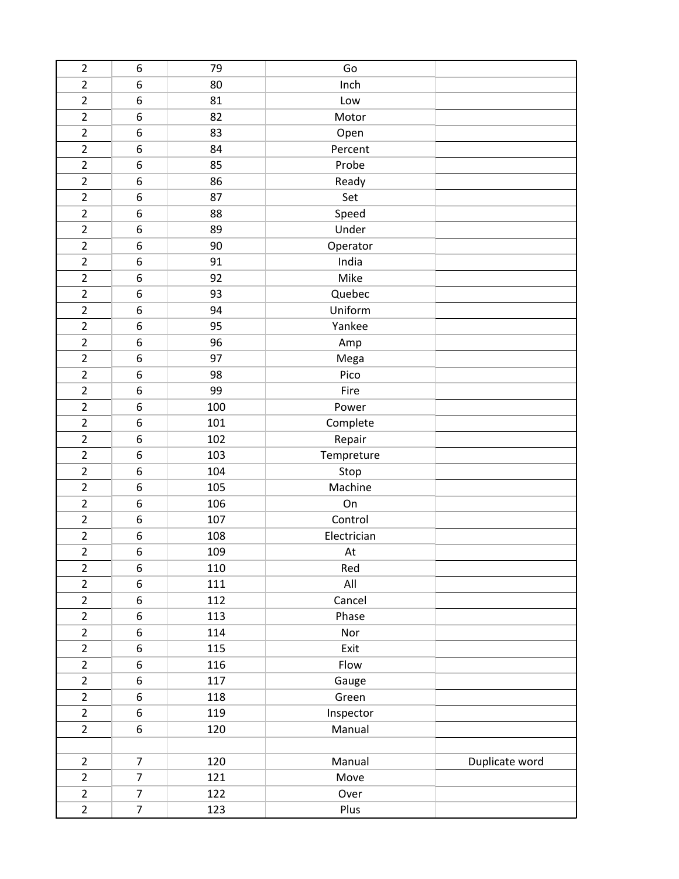| | | | | |
|---|---|---|---|---|
| 2 | 6 | 79 | Go | |
| 2 | 6 | 80 | Inch | |
| 2 | 6 | 81 | Low | |
| 2 | 6 | 82 | Motor | |
| 2 | 6 | 83 | Open | |
| 2 | 6 | 84 | Percent | |
| 2 | 6 | 85 | Probe | |
| 2 | 6 | 86 | Ready | |
| 2 | 6 | 87 | Set | |
| 2 | 6 | 88 | Speed | |
| 2 | 6 | 89 | Under | |
| 2 | 6 | 90 | Operator | |
| 2 | 6 | 91 | India | |
| 2 | 6 | 92 | Mike | |
| 2 | 6 | 93 | Quebec | |
| 2 | 6 | 94 | Uniform | |
| 2 | 6 | 95 | Yankee | |
| 2 | 6 | 96 | Amp | |
| 2 | 6 | 97 | Mega | |
| 2 | 6 | 98 | Pico | |
| 2 | 6 | 99 | Fire | |
| 2 | 6 | 100 | Power | |
| 2 | 6 | 101 | Complete | |
| 2 | 6 | 102 | Repair | |
| 2 | 6 | 103 | Tempreture | |
| 2 | 6 | 104 | Stop | |
| 2 | 6 | 105 | Machine | |
| 2 | 6 | 106 | On | |
| 2 | 6 | 107 | Control | |
| 2 | 6 | 108 | Electrician | |
| 2 | 6 | 109 | At | |
| 2 | 6 | 110 | Red | |
| 2 | 6 | 111 | All | |
| 2 | 6 | 112 | Cancel | |
| 2 | 6 | 113 | Phase | |
| 2 | 6 | 114 | Nor | |
| 2 | 6 | 115 | Exit | |
| 2 | 6 | 116 | Flow | |
| 2 | 6 | 117 | Gauge | |
| 2 | 6 | 118 | Green | |
| 2 | 6 | 119 | Inspector | |
| 2 | 6 | 120 | Manual | |
| | | | | |
| 2 | 7 | 120 | Manual | Duplicate word |
| 2 | 7 | 121 | Move | |
| 2 | 7 | 122 | Over | |
| 2 | 7 | 123 | Plus | |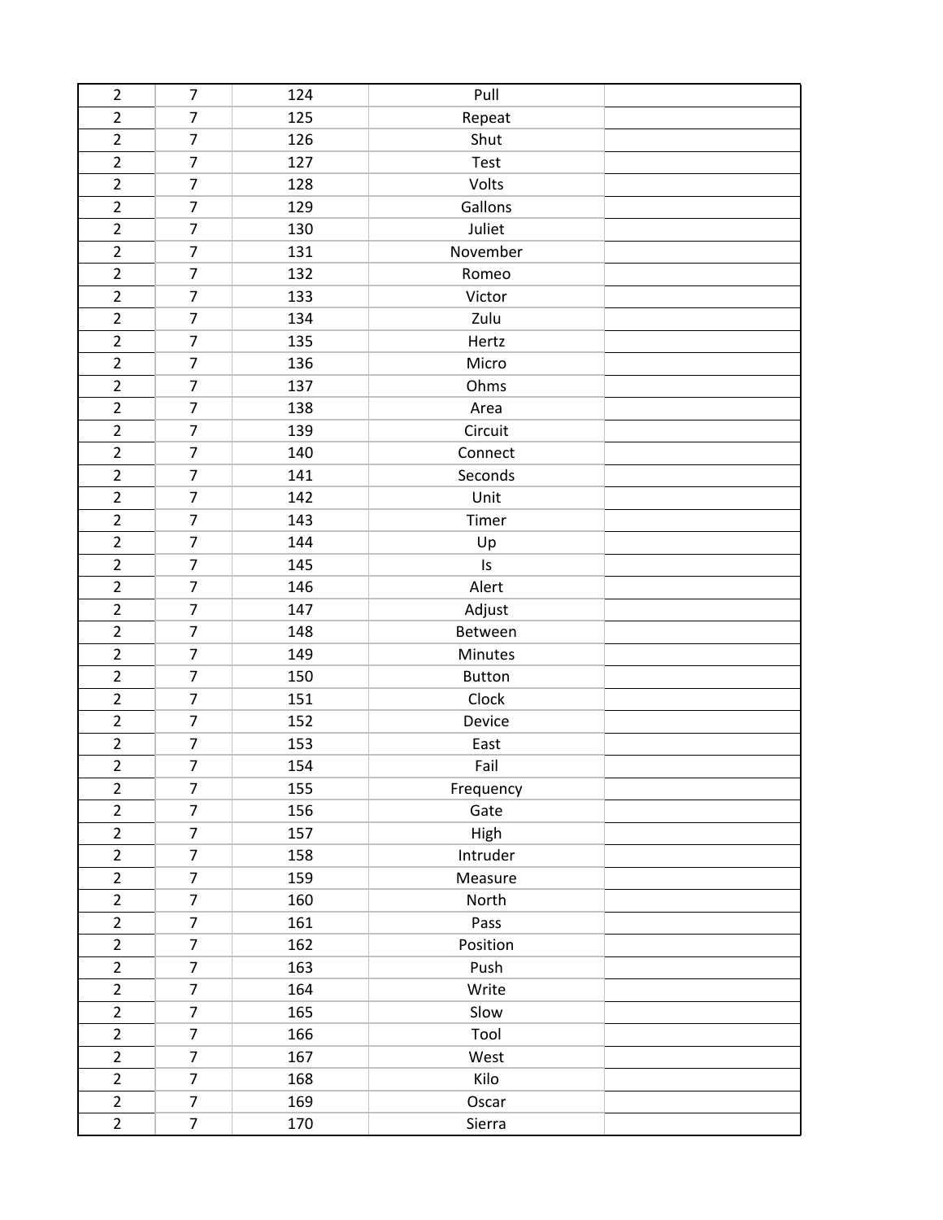| | | | | |
|---|---|---|---|---|
| 2 | 7 | 124 | Pull | |
| 2 | 7 | 125 | Repeat | |
| 2 | 7 | 126 | Shut | |
| 2 | 7 | 127 | Test | |
| 2 | 7 | 128 | Volts | |
| 2 | 7 | 129 | Gallons | |
| 2 | 7 | 130 | Juliet | |
| 2 | 7 | 131 | November | |
| 2 | 7 | 132 | Romeo | |
| 2 | 7 | 133 | Victor | |
| 2 | 7 | 134 | Zulu | |
| 2 | 7 | 135 | Hertz | |
| 2 | 7 | 136 | Micro | |
| 2 | 7 | 137 | Ohms | |
| 2 | 7 | 138 | Area | |
| 2 | 7 | 139 | Circuit | |
| 2 | 7 | 140 | Connect | |
| 2 | 7 | 141 | Seconds | |
| 2 | 7 | 142 | Unit | |
| 2 | 7 | 143 | Timer | |
| 2 | 7 | 144 | Up | |
| 2 | 7 | 145 | Is | |
| 2 | 7 | 146 | Alert | |
| 2 | 7 | 147 | Adjust | |
| 2 | 7 | 148 | Between | |
| 2 | 7 | 149 | Minutes | |
| 2 | 7 | 150 | Button | |
| 2 | 7 | 151 | Clock | |
| 2 | 7 | 152 | Device | |
| 2 | 7 | 153 | East | |
| 2 | 7 | 154 | Fail | |
| 2 | 7 | 155 | Frequency | |
| 2 | 7 | 156 | Gate | |
| 2 | 7 | 157 | High | |
| 2 | 7 | 158 | Intruder | |
| 2 | 7 | 159 | Measure | |
| 2 | 7 | 160 | North | |
| 2 | 7 | 161 | Pass | |
| 2 | 7 | 162 | Position | |
| 2 | 7 | 163 | Push | |
| 2 | 7 | 164 | Write | |
| 2 | 7 | 165 | Slow | |
| 2 | 7 | 166 | Tool | |
| 2 | 7 | 167 | West | |
| 2 | 7 | 168 | Kilo | |
| 2 | 7 | 169 | Oscar | |
| 2 | 7 | 170 | Sierra | |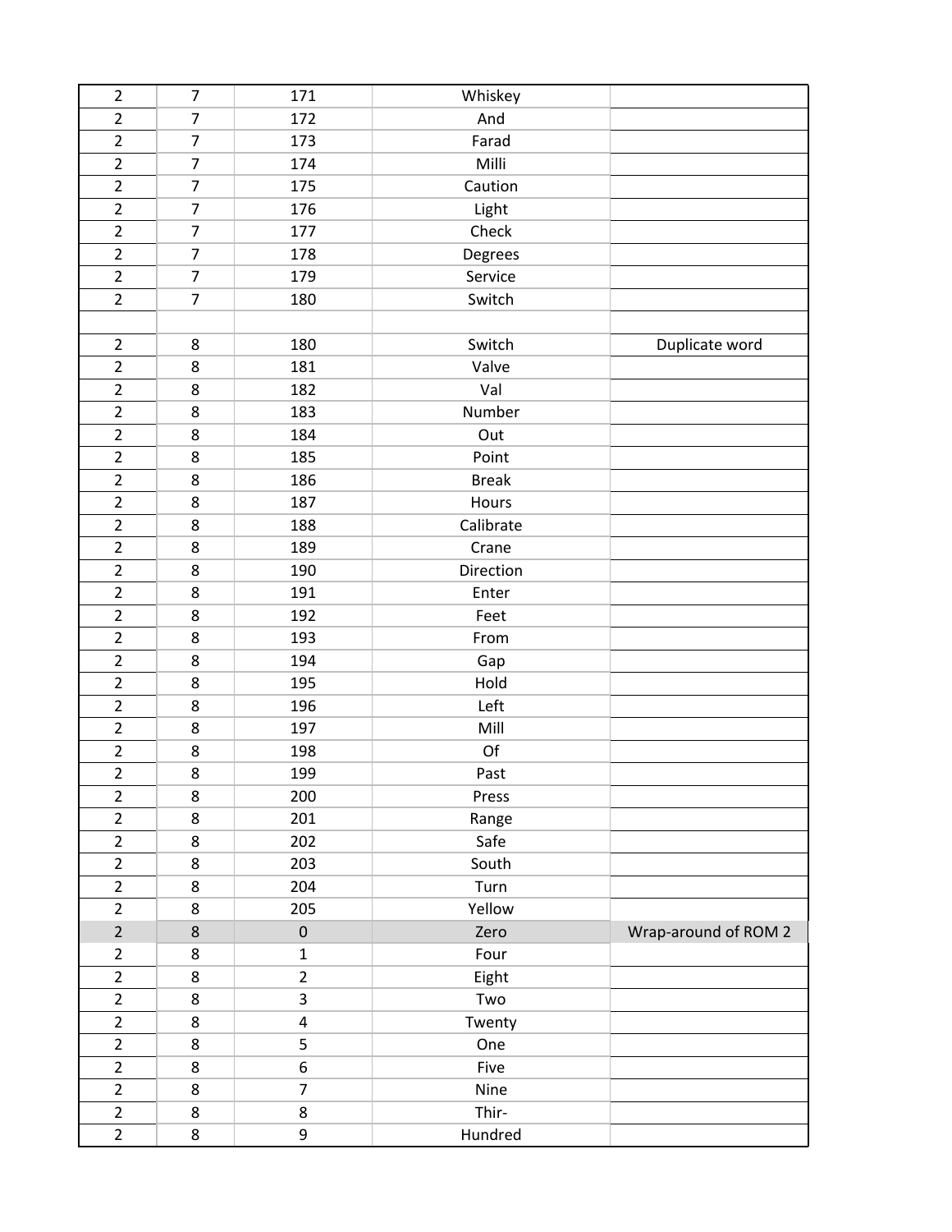| | | | | |
|---|---|---|---|---|
| 2 | 7 | 171 | Whiskey | |
| 2 | 7 | 172 | And | |
| 2 | 7 | 173 | Farad | |
| 2 | 7 | 174 | Milli | |
| 2 | 7 | 175 | Caution | |
| 2 | 7 | 176 | Light | |
| 2 | 7 | 177 | Check | |
| 2 | 7 | 178 | Degrees | |
| 2 | 7 | 179 | Service | |
| 2 | 7 | 180 | Switch | |
| | | | | |
| 2 | 8 | 180 | Switch | Duplicate word |
| 2 | 8 | 181 | Valve | |
| 2 | 8 | 182 | Val | |
| 2 | 8 | 183 | Number | |
| 2 | 8 | 184 | Out | |
| 2 | 8 | 185 | Point | |
| 2 | 8 | 186 | Break | |
| 2 | 8 | 187 | Hours | |
| 2 | 8 | 188 | Calibrate | |
| 2 | 8 | 189 | Crane | |
| 2 | 8 | 190 | Direction | |
| 2 | 8 | 191 | Enter | |
| 2 | 8 | 192 | Feet | |
| 2 | 8 | 193 | From | |
| 2 | 8 | 194 | Gap | |
| 2 | 8 | 195 | Hold | |
| 2 | 8 | 196 | Left | |
| 2 | 8 | 197 | Mill | |
| 2 | 8 | 198 | Of | |
| 2 | 8 | 199 | Past | |
| 2 | 8 | 200 | Press | |
| 2 | 8 | 201 | Range | |
| 2 | 8 | 202 | Safe | |
| 2 | 8 | 203 | South | |
| 2 | 8 | 204 | Turn | |
| 2 | 8 | 205 | Yellow | |
| 2 | 8 | 0 | Zero | Wrap-around of ROM 2 |
| 2 | 8 | 1 | Four | |
| 2 | 8 | 2 | Eight | |
| 2 | 8 | 3 | Two | |
| 2 | 8 | 4 | Twenty | |
| 2 | 8 | 5 | One | |
| 2 | 8 | 6 | Five | |
| 2 | 8 | 7 | Nine | |
| 2 | 8 | 8 | Thir- | |
| 2 | 8 | 9 | Hundred | |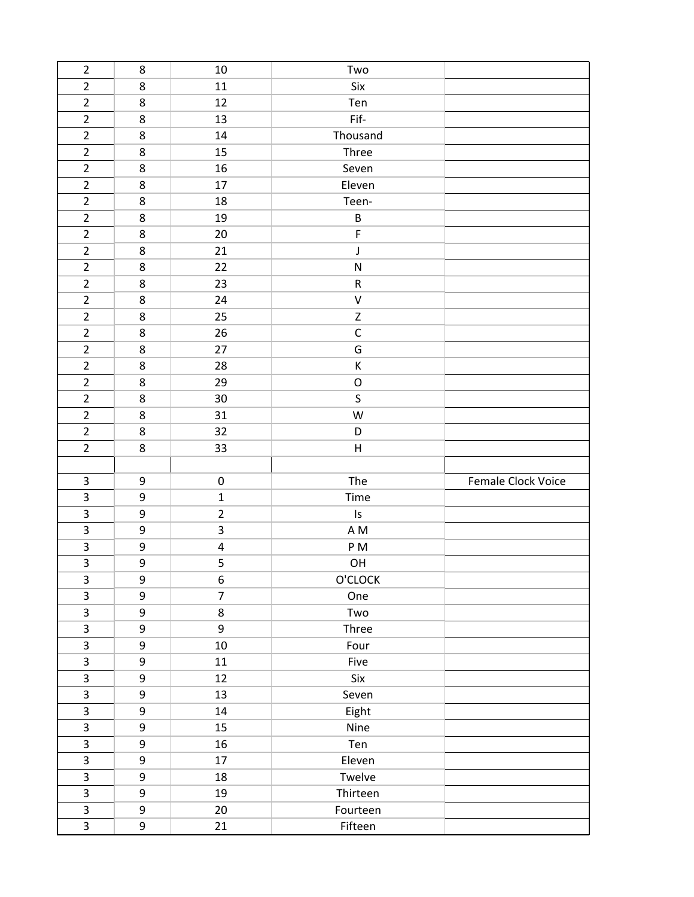| | | | | |
|---|---|---|---|---|
| 2 | 8 | 10 | Two | |
| 2 | 8 | 11 | Six | |
| 2 | 8 | 12 | Ten | |
| 2 | 8 | 13 | Fif- | |
| 2 | 8 | 14 | Thousand | |
| 2 | 8 | 15 | Three | |
| 2 | 8 | 16 | Seven | |
| 2 | 8 | 17 | Eleven | |
| 2 | 8 | 18 | Teen- | |
| 2 | 8 | 19 | B | |
| 2 | 8 | 20 | F | |
| 2 | 8 | 21 | J | |
| 2 | 8 | 22 | N | |
| 2 | 8 | 23 | R | |
| 2 | 8 | 24 | V | |
| 2 | 8 | 25 | Z | |
| 2 | 8 | 26 | C | |
| 2 | 8 | 27 | G | |
| 2 | 8 | 28 | K | |
| 2 | 8 | 29 | O | |
| 2 | 8 | 30 | S | |
| 2 | 8 | 31 | W | |
| 2 | 8 | 32 | D | |
| 2 | 8 | 33 | H | |
| | | | | |
| 3 | 9 | 0 | The | Female Clock Voice |
| 3 | 9 | 1 | Time | |
| 3 | 9 | 2 | Is | |
| 3 | 9 | 3 | A M | |
| 3 | 9 | 4 | P M | |
| 3 | 9 | 5 | OH | |
| 3 | 9 | 6 | O'CLOCK | |
| 3 | 9 | 7 | One | |
| 3 | 9 | 8 | Two | |
| 3 | 9 | 9 | Three | |
| 3 | 9 | 10 | Four | |
| 3 | 9 | 11 | Five | |
| 3 | 9 | 12 | Six | |
| 3 | 9 | 13 | Seven | |
| 3 | 9 | 14 | Eight | |
| 3 | 9 | 15 | Nine | |
| 3 | 9 | 16 | Ten | |
| 3 | 9 | 17 | Eleven | |
| 3 | 9 | 18 | Twelve | |
| 3 | 9 | 19 | Thirteen | |
| 3 | 9 | 20 | Fourteen | |
| 3 | 9 | 21 | Fifteen | |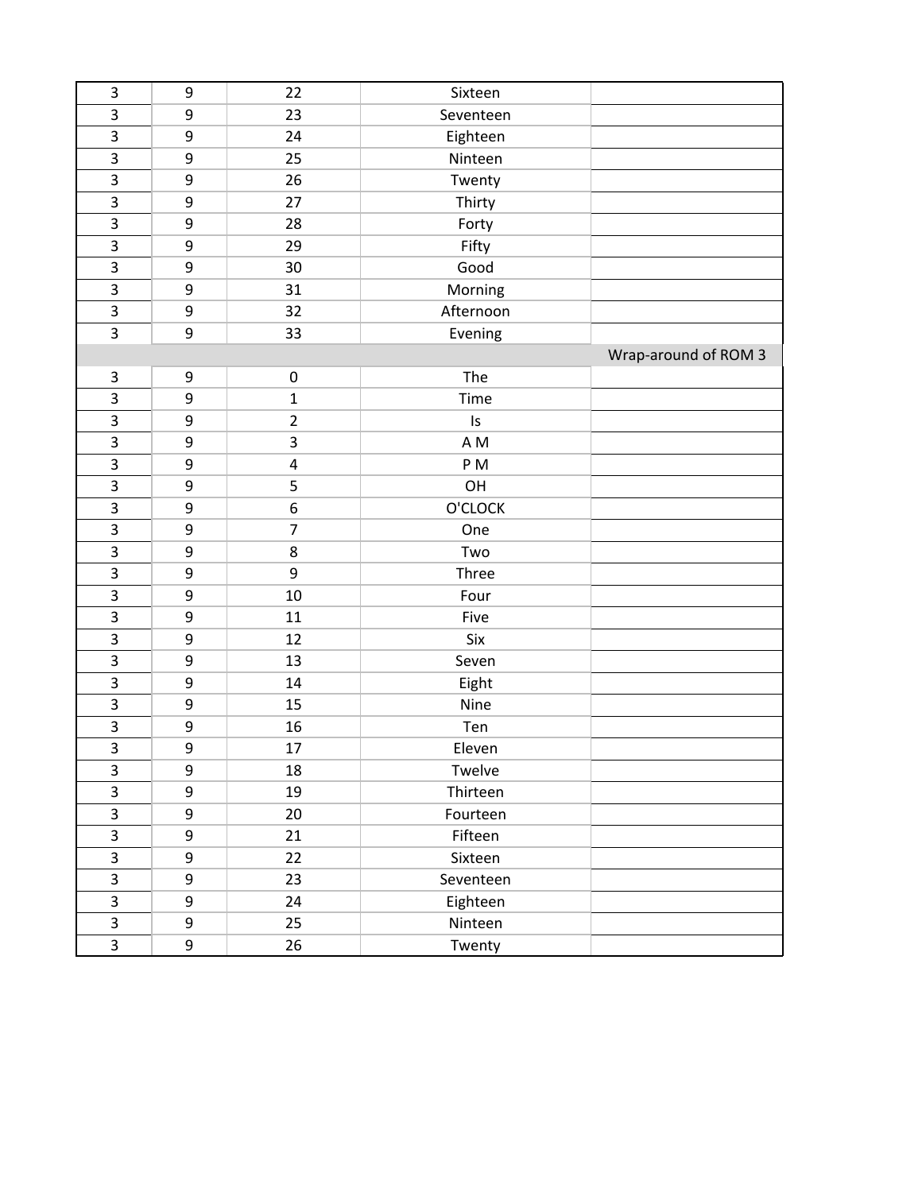| | | | | |
|---|---|---|---|---|
| 3 | 9 | 22 | Sixteen | |
| 3 | 9 | 23 | Seventeen | |
| 3 | 9 | 24 | Eighteen | |
| 3 | 9 | 25 | Ninteen | |
| 3 | 9 | 26 | Twenty | |
| 3 | 9 | 27 | Thirty | |
| 3 | 9 | 28 | Forty | |
| 3 | 9 | 29 | Fifty | |
| 3 | 9 | 30 | Good | |
| 3 | 9 | 31 | Morning | |
| 3 | 9 | 32 | Afternoon | |
| 3 | 9 | 33 | Evening | |
| | | | | Wrap-around of ROM 3 |
| 3 | 9 | 0 | The | |
| 3 | 9 | 1 | Time | |
| 3 | 9 | 2 | Is | |
| 3 | 9 | 3 | A M | |
| 3 | 9 | 4 | P M | |
| 3 | 9 | 5 | OH | |
| 3 | 9 | 6 | O'CLOCK | |
| 3 | 9 | 7 | One | |
| 3 | 9 | 8 | Two | |
| 3 | 9 | 9 | Three | |
| 3 | 9 | 10 | Four | |
| 3 | 9 | 11 | Five | |
| 3 | 9 | 12 | Six | |
| 3 | 9 | 13 | Seven | |
| 3 | 9 | 14 | Eight | |
| 3 | 9 | 15 | Nine | |
| 3 | 9 | 16 | Ten | |
| 3 | 9 | 17 | Eleven | |
| 3 | 9 | 18 | Twelve | |
| 3 | 9 | 19 | Thirteen | |
| 3 | 9 | 20 | Fourteen | |
| 3 | 9 | 21 | Fifteen | |
| 3 | 9 | 22 | Sixteen | |
| 3 | 9 | 23 | Seventeen | |
| 3 | 9 | 24 | Eighteen | |
| 3 | 9 | 25 | Ninteen | |
| 3 | 9 | 26 | Twenty | |